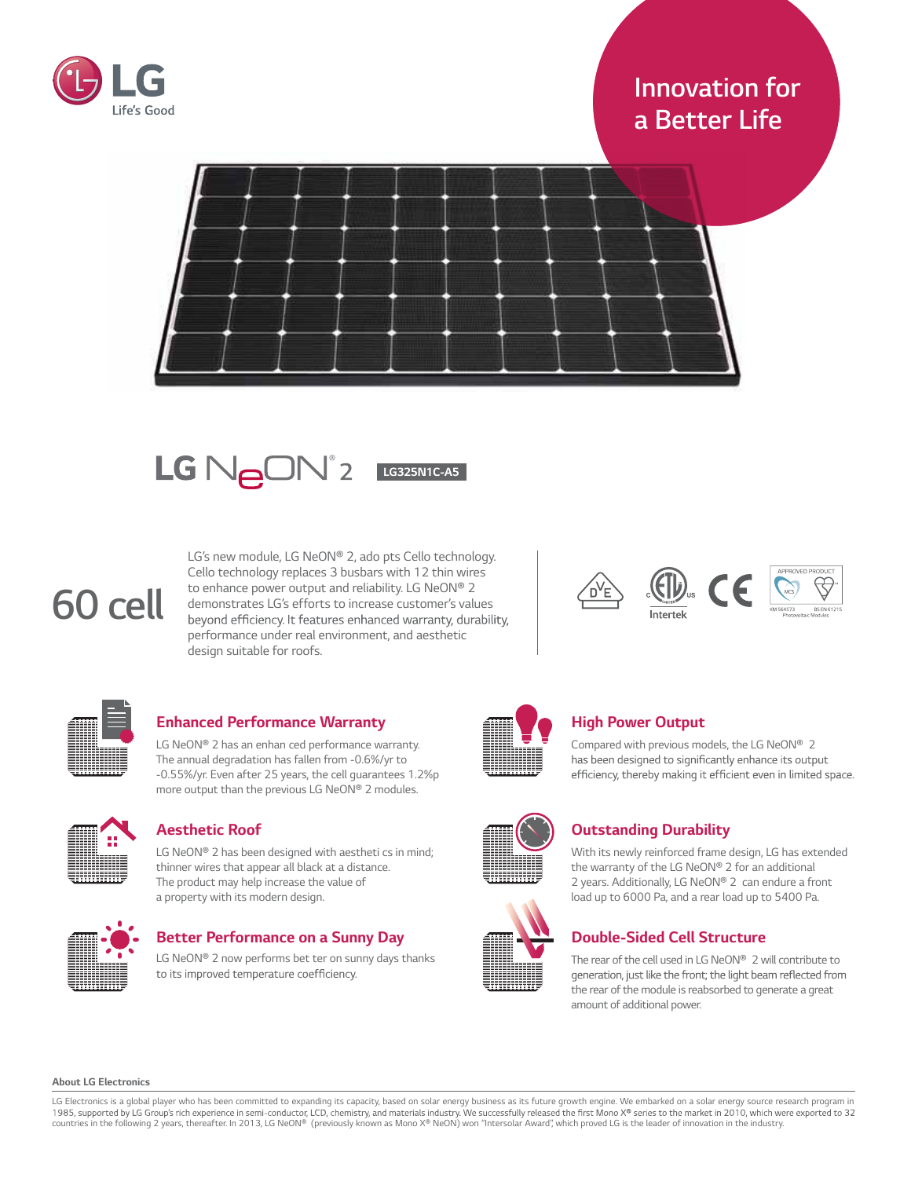LG Life's Good

Innovation for a Better Life

# LG NeON® 2 LG325N1C-A5

## 60 cell

LG's new module, LG NeON® 2, ado pts Cello technology. Cello technology replaces 3 busbars with 12 thin wires to enhance power output and reliability. LG NeON® 2 demonstrates LG's efforts to increase customer's values beyond efficiency. It features enhanced warranty, durability, performance under real environment, and aesthetic design suitable for roofs.

Intertek

APPROVED PRODUCT
MCS
KM 564573 BS EN 61215 Photovoltaic Modules

### Enhanced Performance Warranty

LG NeON® 2 has an enhan ced performance warranty. The annual degradation has fallen from -0.6%/yr to -0.55%/yr. Even after 25 years, the cell guarantees 1.2%p more output than the previous LG NeON® 2 modules.

### High Power Output

Compared with previous models, the LG NeON® 2 has been designed to significantly enhance its output efficiency, thereby making it efficient even in limited space.

### Aesthetic Roof

LG NeON® 2 has been designed with aestheti cs in mind; thinner wires that appear all black at a distance. The product may help increase the value of a property with its modern design.

### Outstanding Durability

With its newly reinforced frame design, LG has extended the warranty of the LG NeON® 2 for an additional 2 years. Additionally, LG NeON® 2 can endure a front load up to 6000 Pa, and a rear load up to 5400 Pa.

### Better Performance on a Sunny Day

LG NeON® 2 now performs bet ter on sunny days thanks to its improved temperature coefficiency.

### Double-Sided Cell Structure

The rear of the cell used in LG NeON® 2 will contribute to generation, just like the front; the light beam reflected from the rear of the module is reabsorbed to generate a great amount of additional power.

**About LG Electronics**

LG Electronics is a global player who has been committed to expanding its capacity, based on solar energy business as its future growth engine. We embarked on a solar energy source research program in 1985, supported by LG Group's rich experience in semi-conductor, LCD, chemistry, and materials industry. We successfully released the first Mono X® series to the market in 2010, which were exported to 32 countries in the following 2 years, thereafter. In 2013, LG NeON® (previously known as Mono X® NeON) won "Intersolar Award", which proved LG is the leader of innovation in the industry.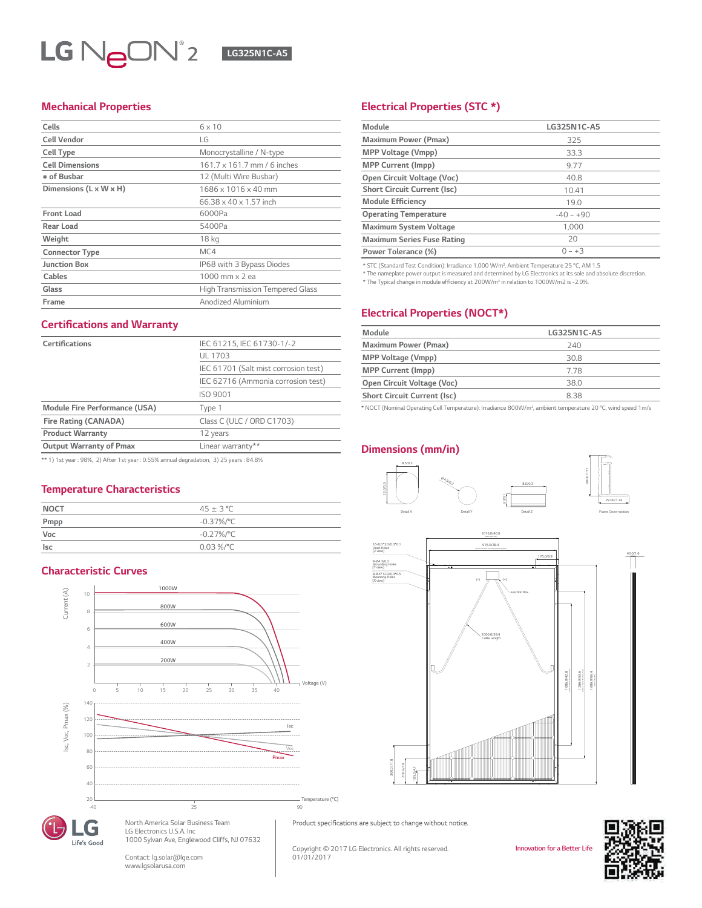# LG NeON® 2 LG325N1C-A5

## Mechanical Properties

| | |
|---|---|
| Cells | 6 x 10 |
| Cell Vendor | LG |
| Cell Type | Monocrystalline / N-type |
| Cell Dimensions | 161.7 x 161.7 mm / 6 inches |
| # of Busbar | 12 (Multi Wire Busbar) |
| Dimensions (L x W x H) | 1686 x 1016 x 40 mm |
| | 66.38 x 40 x 1.57 inch |
| Front Load | 6000Pa |
| Rear Load | 5400Pa |
| Weight | 18 kg |
| Connector Type | MC4 |
| Junction Box | IP68 with 3 Bypass Diodes |
| Cables | 1000 mm x 2 ea |
| Glass | High Transmission Tempered Glass |
| Frame | Anodized Aluminium |

## Certifications and Warranty

| | |
|---|---|
| Certifications | IEC 61215, IEC 61730-1/-2 |
| | UL 1703 |
| | IEC 61701 (Salt mist corrosion test) |
| | IEC 62716 (Ammonia corrosion test) |
| | ISO 9001 |
| Module Fire Performance (USA) | Type 1 |
| Fire Rating (CANADA) | Class C (ULC / ORD C1703) |
| Product Warranty | 12 years |
| Output Warranty of Pmax | Linear warranty** |

** 1) 1st year : 98%, 2) After 1st year : 0.55% annual degradation, 3) 25 years : 84.8%

## Temperature Characteristics

| | |
|---|---|
| NOCT | 45 ± 3 °C |
| Pmpp | -0.37%/°C |
| Voc | -0.27%/°C |
| Isc | 0.03 %/°C |

## Characteristic Curves

Current (A)

1000W
800W
600W
400W
200W

10
8
6
4
2
0
5 10 15 20 25 30 35 40
Voltage (V)

Isc, Voc, Pmax (%)

140
120
100
80
60
40
20
-40 25 90
Temperature (°C)

Isc
Voc
Pmax

## Electrical Properties (STC *)

| Module | LG325N1C-A5 |
|---|---|
| Maximum Power (Pmax) | 325 |
| MPP Voltage (Vmpp) | 33.3 |
| MPP Current (Impp) | 9.77 |
| Open Circuit Voltage (Voc) | 40.8 |
| Short Circuit Current (Isc) | 10.41 |
| Module Efficiency | 19.0 |
| Operating Temperature | -40 ~ +90 |
| Maximum System Voltage | 1,000 |
| Maximum Series Fuse Rating | 20 |
| Power Tolerance (%) | 0 ~ +3 |

* STC (Standard Test Condition): Irradiance 1,000 W/m², Ambient Temperature 25 °C, AM 1.5
* The nameplate power output is measured and determined by LG Electronics at its sole and absolute discretion.
* The Typical change in module efficiency at 200W/m² in relation to 1000W/m2 is -2.0%.

## Electrical Properties (NOCT*)

| Module | LG325N1C-A5 |
|---|---|
| Maximum Power (Pmax) | 240 |
| MPP Voltage (Vmpp) | 30.8 |
| MPP Current (Impp) | 7.78 |
| Open Circuit Voltage (Voc) | 38.0 |
| Short Circuit Current (Isc) | 8.38 |

* NOCT (Nominal Operating Cell Temperature): Irradiance 800W/m², ambient temperature 20 °C, wind speed 1m/s

## Dimensions (mm/in)

Detail X
Detail Y
Detail Z
Frame Cross-section

1016.0/40.0
976.0/38.4
175.0/6.9
16-8.0*3.0/0.3*0.1 Drain Holes [Z view]
8-Ø4.3/0.2 Grounding Holes [Y view]
8-8.5*12.0/0.3*0.5 Mounting Holes [X view]
(-) (+)
Junction Box
1000.0/39.4 Cable Length
40.0/1.6

North America Solar Business Team
LG Electronics U.S.A. Inc
1000 Sylvan Ave, Englewood Cliffs, NJ 07632

Contact: lg.solar@lge.com
www.lgsolarusa.com

Product specifications are subject to change without notice.

Copyright © 2017 LG Electronics. All rights reserved.
01/01/2017

Innovation for a Better Life